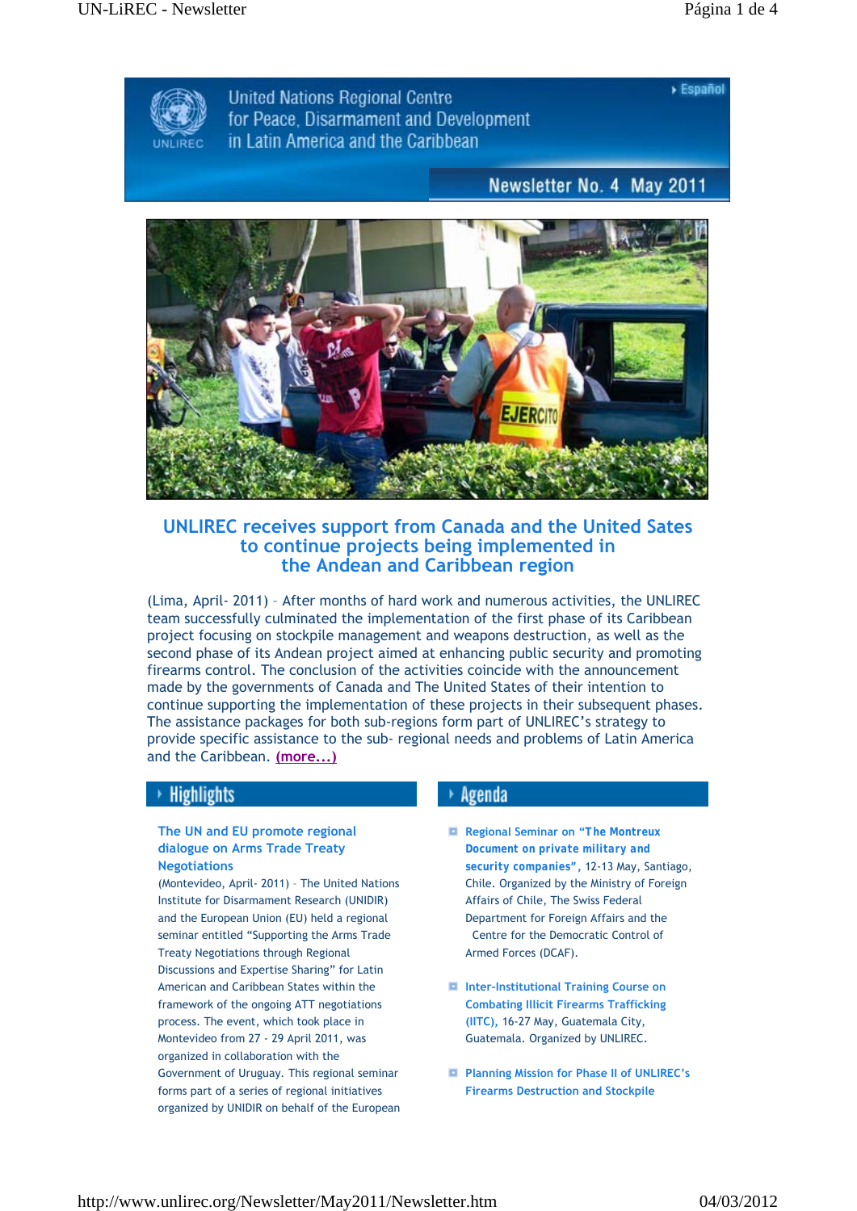Español

# United Nations Regional Centre for Peace, Disarmament and Development in Latin America and the Caribbean

UNLIREC

Newsletter No. 4 May 2011

## UNLIREC receives support from Canada and the United Sates to continue projects being implemented in the Andean and Caribbean region

(Lima, April- 2011) – After months of hard work and numerous activities, the UNLIREC team successfully culminated the implementation of the first phase of its Caribbean project focusing on stockpile management and weapons destruction, as well as the second phase of its Andean project aimed at enhancing public security and promoting firearms control. The conclusion of the activities coincide with the announcement made by the governments of Canada and The United States of their intention to continue supporting the implementation of these projects in their subsequent phases. The assistance packages for both sub-regions form part of UNLIREC's strategy to provide specific assistance to the sub- regional needs and problems of Latin America and the Caribbean. **(more...)**

## Highlights

### The UN and EU promote regional dialogue on Arms Trade Treaty Negotiations

(Montevideo, April- 2011) – The United Nations Institute for Disarmament Research (UNIDIR) and the European Union (EU) held a regional seminar entitled "Supporting the Arms Trade Treaty Negotiations through Regional Discussions and Expertise Sharing" for Latin American and Caribbean States within the framework of the ongoing ATT negotiations process. The event, which took place in Montevideo from 27 - 29 April 2011, was organized in collaboration with the Government of Uruguay. This regional seminar forms part of a series of regional initiatives organized by UNIDIR on behalf of the European

## Agenda

- **Regional Seminar on "The Montreux Document on private military and security companies"**, 12-13 May, Santiago, Chile. Organized by the Ministry of Foreign Affairs of Chile, The Swiss Federal Department for Foreign Affairs and the Centre for the Democratic Control of Armed Forces (DCAF).

- **Inter-Institutional Training Course on Combating Illicit Firearms Trafficking (IITC),** 16-27 May, Guatemala City, Guatemala. Organized by UNLIREC.

- **Planning Mission for Phase II of UNLIREC's Firearms Destruction and Stockpile**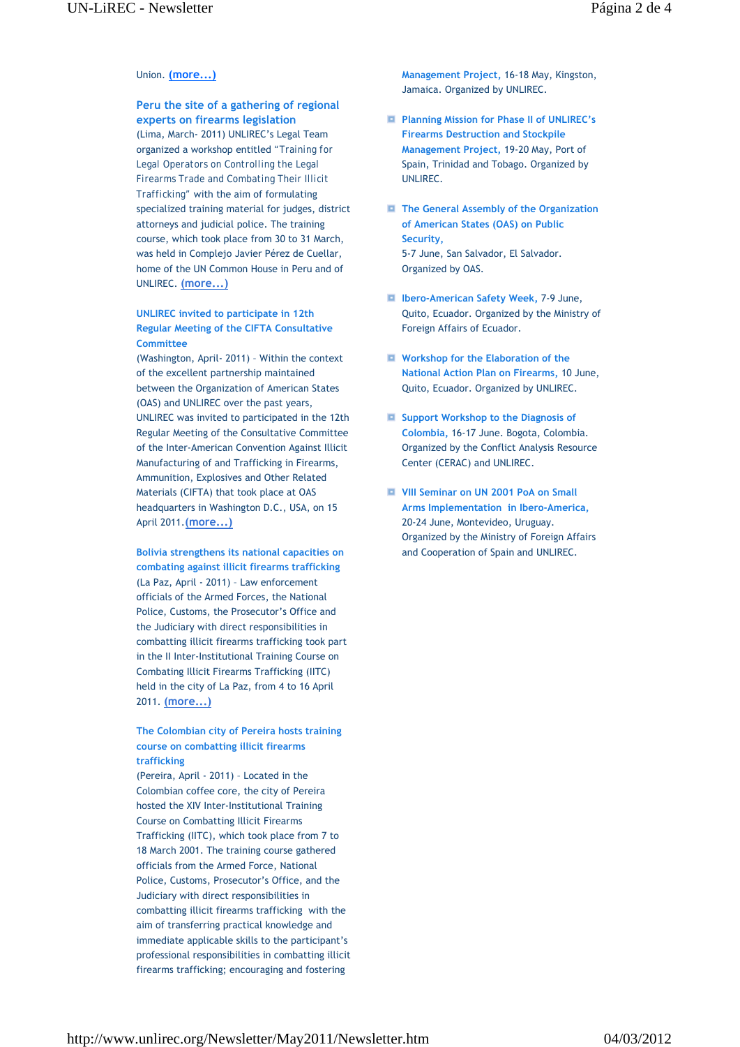Union. **(more...)**

### Peru the site of a gathering of regional experts on firearms legislation

(Lima, March- 2011) UNLIREC's Legal Team organized a workshop entitled "Training for Legal Operators on Controlling the Legal Firearms Trade and Combating Their Illicit Trafficking" with the aim of formulating specialized training material for judges, district attorneys and judicial police. The training course, which took place from 30 to 31 March, was held in Complejo Javier Pérez de Cuellar, home of the UN Common House in Peru and of UNLIREC. **(more...)**

### UNLIREC invited to participate in 12th Regular Meeting of the CIFTA Consultative Committee

(Washington, April- 2011) - Within the context of the excellent partnership maintained between the Organization of American States (OAS) and UNLIREC over the past years, UNLIREC was invited to participated in the 12th Regular Meeting of the Consultative Committee of the Inter-American Convention Against Illicit Manufacturing of and Trafficking in Firearms, Ammunition, Explosives and Other Related Materials (CIFTA) that took place at OAS headquarters in Washington D.C., USA, on 15 April 2011. **(more...)**

### Bolivia strengthens its national capacities on combating against illicit firearms trafficking

(La Paz, April - 2011) - Law enforcement officials of the Armed Forces, the National Police, Customs, the Prosecutor's Office and the Judiciary with direct responsibilities in combatting illicit firearms trafficking took part in the II Inter-Institutional Training Course on Combating Illicit Firearms Trafficking (IITC) held in the city of La Paz, from 4 to 16 April 2011. **(more...)**

### The Colombian city of Pereira hosts training course on combatting illicit firearms trafficking

(Pereira, April - 2011) - Located in the Colombian coffee core, the city of Pereira hosted the XIV Inter-Institutional Training Course on Combatting Illicit Firearms Trafficking (IITC), which took place from 7 to 18 March 2001. The training course gathered officials from the Armed Force, National Police, Customs, Prosecutor's Office, and the Judiciary with direct responsibilities in combatting illicit firearms trafficking with the aim of transferring practical knowledge and immediate applicable skills to the participant's professional responsibilities in combatting illicit firearms trafficking; encouraging and fostering

**Management Project,** 16-18 May, Kingston, Jamaica. Organized by UNLIREC.

- **Planning Mission for Phase II of UNLIREC's Firearms Destruction and Stockpile Management Project,** 19-20 May, Port of Spain, Trinidad and Tobago. Organized by UNLIREC.
- **The General Assembly of the Organization of American States (OAS) on Public Security,** 5-7 June, San Salvador, El Salvador. Organized by OAS.
- **Ibero-American Safety Week,** 7-9 June, Quito, Ecuador. Organized by the Ministry of Foreign Affairs of Ecuador.
- **Workshop for the Elaboration of the National Action Plan on Firearms,** 10 June, Quito, Ecuador. Organized by UNLIREC.
- **Support Workshop to the Diagnosis of Colombia,** 16-17 June. Bogota, Colombia. Organized by the Conflict Analysis Resource Center (CERAC) and UNLIREC.
- **VIII Seminar on UN 2001 PoA on Small Arms Implementation in Ibero-America,** 20-24 June, Montevideo, Uruguay. Organized by the Ministry of Foreign Affairs and Cooperation of Spain and UNLIREC.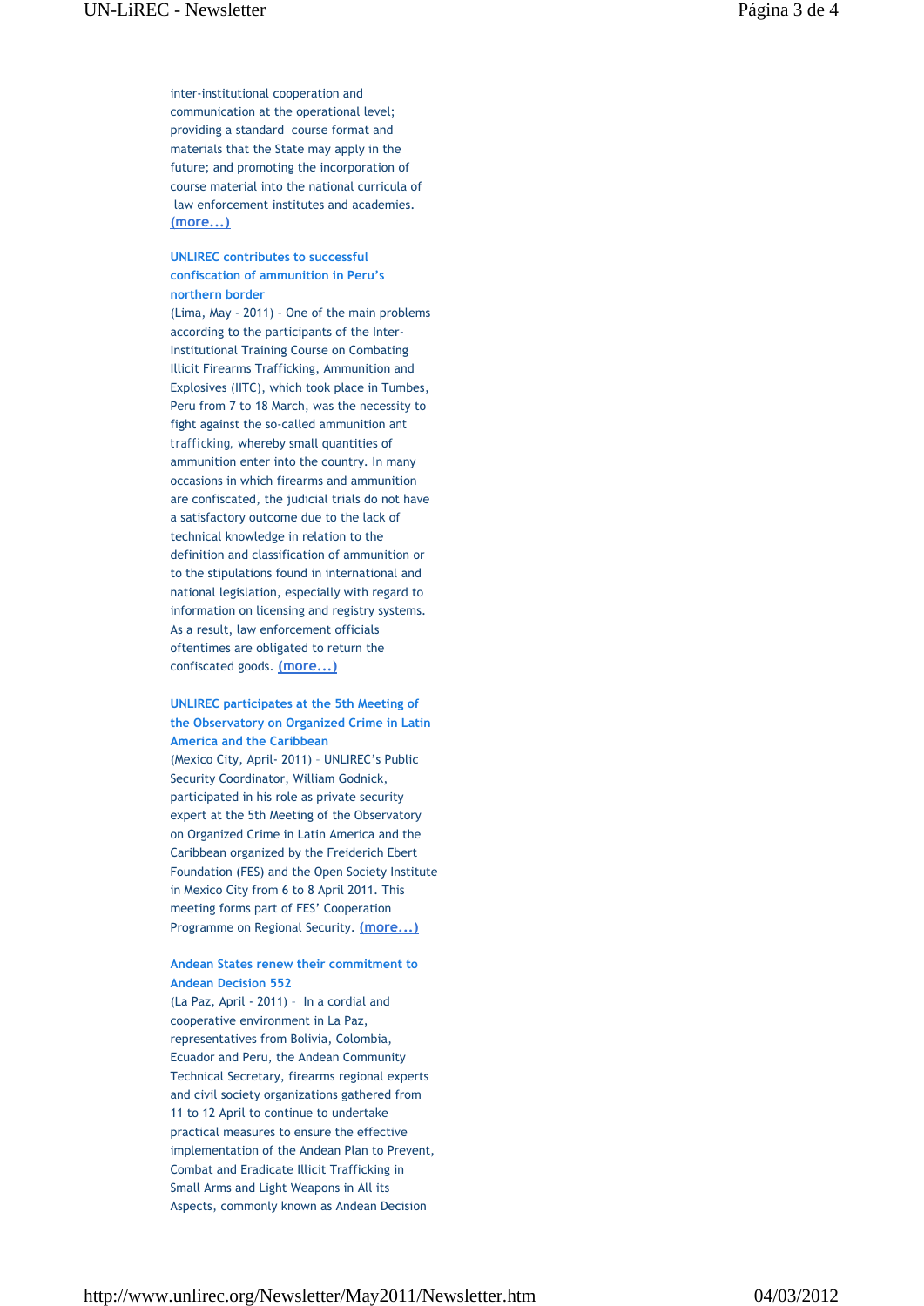inter-institutional cooperation and communication at the operational level; providing a standard course format and materials that the State may apply in the future; and promoting the incorporation of course material into the national curricula of law enforcement institutes and academies. (more...)

### UNLIREC contributes to successful confiscation of ammunition in Peru's northern border

(Lima, May - 2011) – One of the main problems according to the participants of the Inter-Institutional Training Course on Combating Illicit Firearms Trafficking, Ammunition and Explosives (IITC), which took place in Tumbes, Peru from 7 to 18 March, was the necessity to fight against the so-called ammunition ant trafficking, whereby small quantities of ammunition enter into the country. In many occasions in which firearms and ammunition are confiscated, the judicial trials do not have a satisfactory outcome due to the lack of technical knowledge in relation to the definition and classification of ammunition or to the stipulations found in international and national legislation, especially with regard to information on licensing and registry systems. As a result, law enforcement officials oftentimes are obligated to return the confiscated goods. (more...)

### UNLIREC participates at the 5th Meeting of the Observatory on Organized Crime in Latin America and the Caribbean

(Mexico City, April- 2011) – UNLIREC's Public Security Coordinator, William Godnick, participated in his role as private security expert at the 5th Meeting of the Observatory on Organized Crime in Latin America and the Caribbean organized by the Freiderich Ebert Foundation (FES) and the Open Society Institute in Mexico City from 6 to 8 April 2011. This meeting forms part of FES' Cooperation Programme on Regional Security. (more...)

### Andean States renew their commitment to Andean Decision 552

(La Paz, April - 2011) – In a cordial and cooperative environment in La Paz, representatives from Bolivia, Colombia, Ecuador and Peru, the Andean Community Technical Secretary, firearms regional experts and civil society organizations gathered from 11 to 12 April to continue to undertake practical measures to ensure the effective implementation of the Andean Plan to Prevent, Combat and Eradicate Illicit Trafficking in Small Arms and Light Weapons in All its Aspects, commonly known as Andean Decision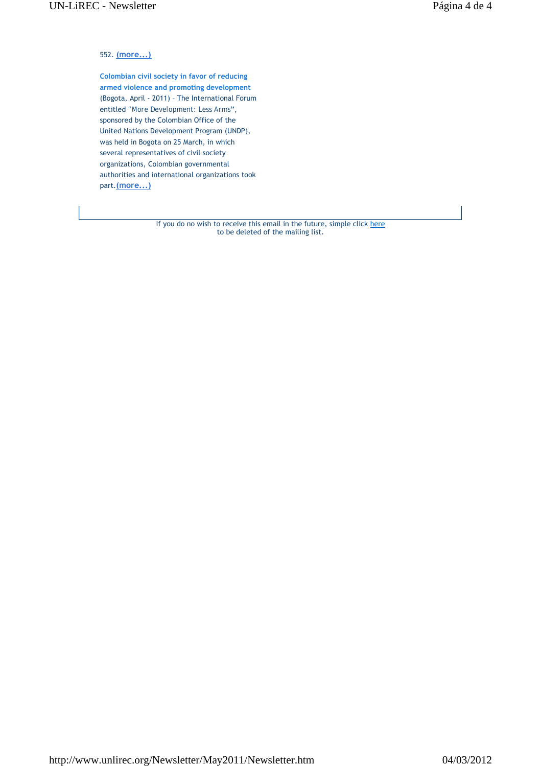552. **(more...)**

**Colombian civil society in favor of reducing armed violence and promoting development**
(Bogota, April - 2011) – The International Forum entitled "More Development: Less Arms", sponsored by the Colombian Office of the United Nations Development Program (UNDP), was held in Bogota on 25 March, in which several representatives of civil society organizations, Colombian governmental authorities and international organizations took part. **(more...)**

---

If you do no wish to receive this email in the future, simple click here to be deleted of the mailing list.